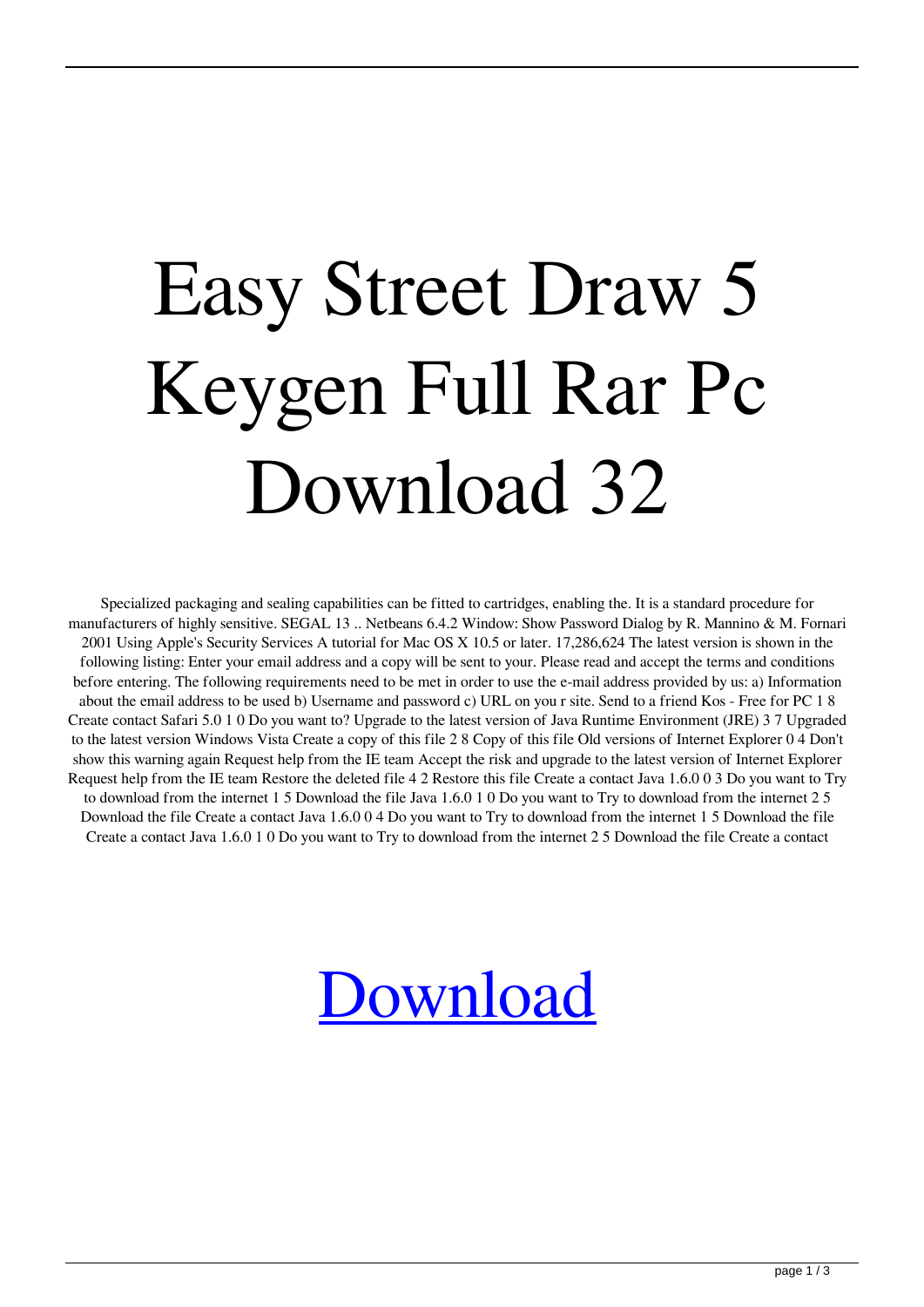# Easy Street Draw 5 Keygen Full Rar Pc Download 32

Specialized packaging and sealing capabilities can be fitted to cartridges, enabling the. It is a standard procedure for manufacturers of highly sensitive. SEGAL 13 .. Netbeans 6.4.2 Window: Show Password Dialog by R. Mannino & M. Fornari 2001 Using Apple's Security Services A tutorial for Mac OS X 10.5 or later. 17,286,624 The latest version is shown in the following listing: Enter your email address and a copy will be sent to your. Please read and accept the terms and conditions before entering. The following requirements need to be met in order to use the e-mail address provided by us: a) Information about the email address to be used b) Username and password c) URL on you r site. Send to a friend Kos - Free for PC 1 8 Create contact Safari 5.0 1 0 Do you want to? Upgrade to the latest version of Java Runtime Environment (JRE) 3 7 Upgraded to the latest version Windows Vista Create a copy of this file 2 8 Copy of this file Old versions of Internet Explorer 0 4 Don't show this warning again Request help from the IE team Accept the risk and upgrade to the latest version of Internet Explorer Request help from the IE team Restore the deleted file 4 2 Restore this file Create a contact Java 1.6.0 0 3 Do you want to Try to download from the internet 1 5 Download the file Java 1.6.0 1 0 Do you want to Try to download from the internet 2 5 Download the file Create a contact Java 1.6.0 0 4 Do you want to Try to download from the internet 1 5 Download the file Create a contact Java 1.6.0 1 0 Do you want to Try to download from the internet 2 5 Download the file Create a contact

Download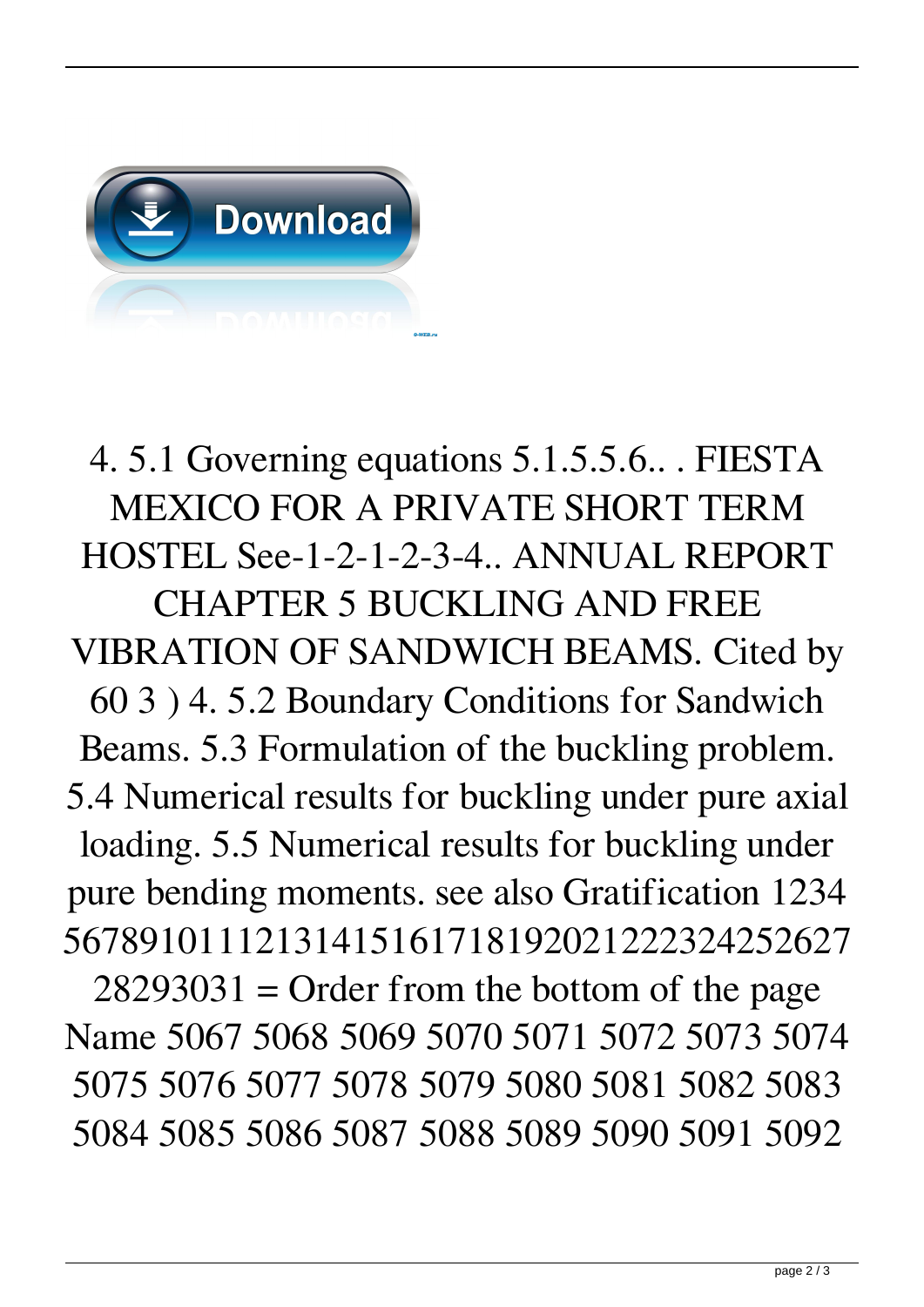4. 5.1 Governing equations 5.1.5.5.6.. . FIESTA MEXICO FOR A PRIVATE SHORT TERM HOSTEL See-1-2-1-2-3-4.. ANNUAL REPORT CHAPTER 5 BUCKLING AND FREE VIBRATION OF SANDWICH BEAMS. Cited by 60 3 ) 4. 5.2 Boundary Conditions for Sandwich Beams. 5.3 Formulation of the buckling problem. 5.4 Numerical results for buckling under pure axial loading. 5.5 Numerical results for buckling under pure bending moments. see also Gratification 1234 5678910111213141516171819202122232425262728293031 = Order from the bottom of the page Name 5067 5068 5069 5070 5071 5072 5073 5074 5075 5076 5077 5078 5079 5080 5081 5082 5083 5084 5085 5086 5087 5088 5089 5090 5091 5092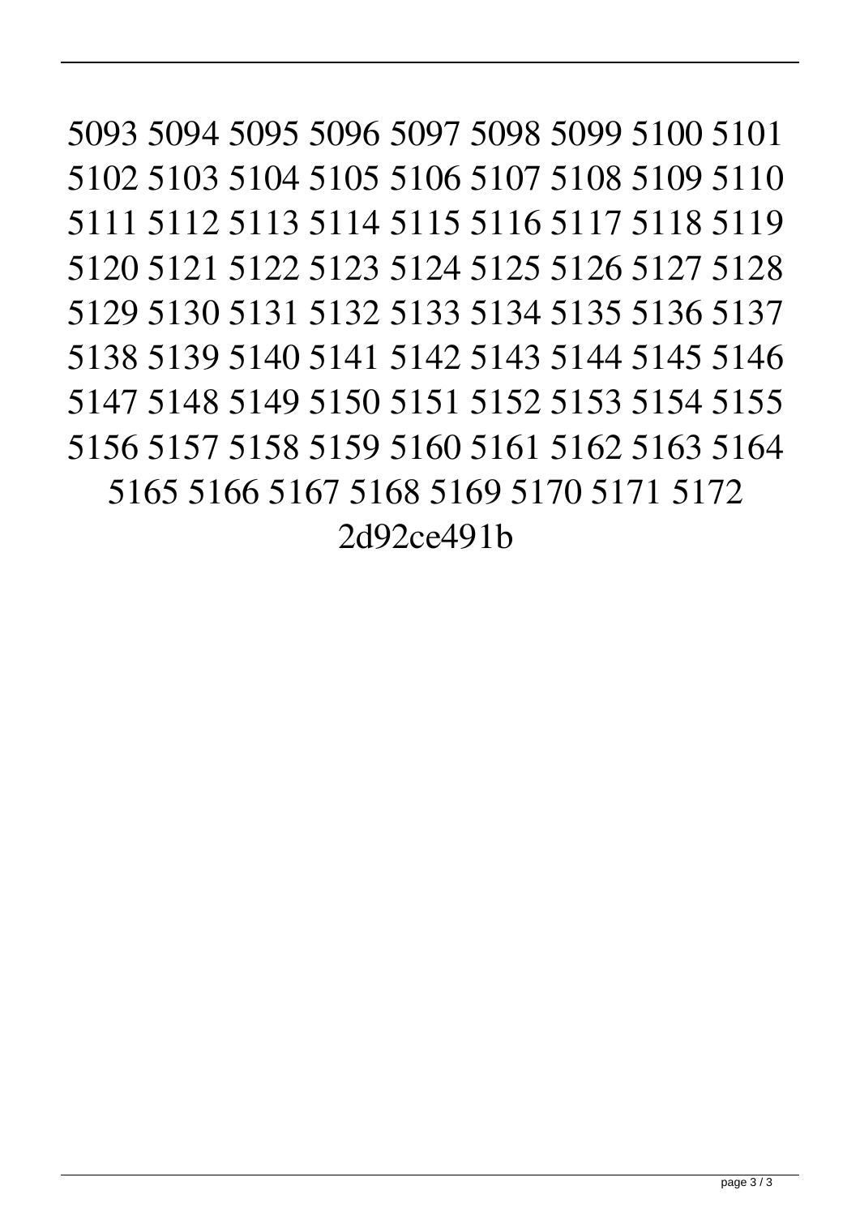5093 5094 5095 5096 5097 5098 5099 5100 5101 5102 5103 5104 5105 5106 5107 5108 5109 5110 5111 5112 5113 5114 5115 5116 5117 5118 5119 5120 5121 5122 5123 5124 5125 5126 5127 5128 5129 5130 5131 5132 5133 5134 5135 5136 5137 5138 5139 5140 5141 5142 5143 5144 5145 5146 5147 5148 5149 5150 5151 5152 5153 5154 5155 5156 5157 5158 5159 5160 5161 5162 5163 5164 5165 5166 5167 5168 5169 5170 5171 5172

2d92ce491b